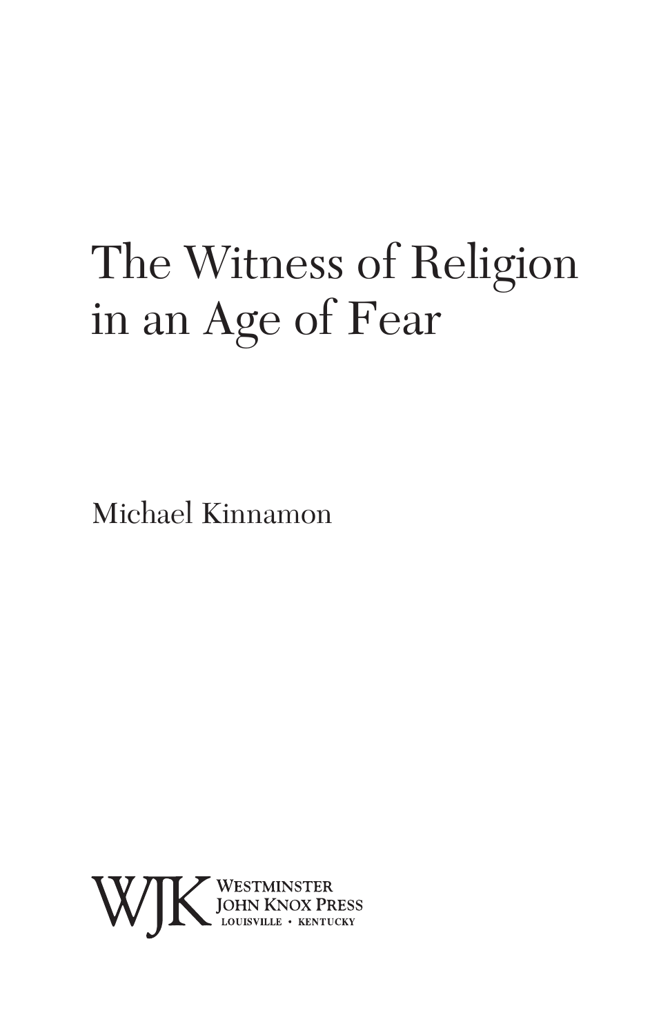# The Witness of Religion in an Age of Fear

Michael Kinnamon

WJK Westminster John Knox Press
LOUISVILLE • KENTUCKY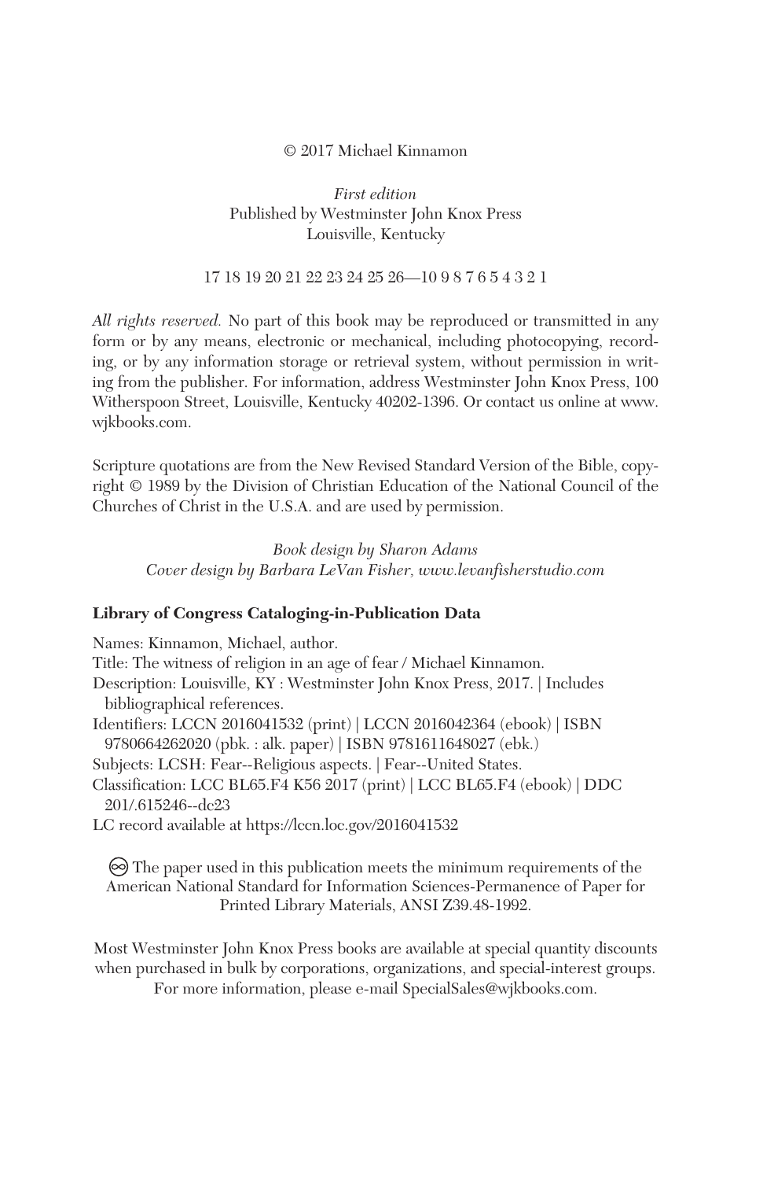© 2017 Michael Kinnamon

*First edition*
Published by Westminster John Knox Press
Louisville, Kentucky

17 18 19 20 21 22 23 24 25 26—10 9 8 7 6 5 4 3 2 1

*All rights reserved.* No part of this book may be reproduced or transmitted in any form or by any means, electronic or mechanical, including photocopying, recording, or by any information storage or retrieval system, without permission in writing from the publisher. For information, address Westminster John Knox Press, 100 Witherspoon Street, Louisville, Kentucky 40202-1396. Or contact us online at www.wjkbooks.com.

Scripture quotations are from the New Revised Standard Version of the Bible, copyright © 1989 by the Division of Christian Education of the National Council of the Churches of Christ in the U.S.A. and are used by permission.

*Book design by Sharon Adams*
*Cover design by Barbara LeVan Fisher, www.levanfisherstudio.com*

**Library of Congress Cataloging-in-Publication Data**

Names: Kinnamon, Michael, author.
Title: The witness of religion in an age of fear / Michael Kinnamon.
Description: Louisville, KY : Westminster John Knox Press, 2017. | Includes bibliographical references.
Identifiers: LCCN 2016041532 (print) | LCCN 2016042364 (ebook) | ISBN 9780664262020 (pbk. : alk. paper) | ISBN 9781611648027 (ebk.)
Subjects: LCSH: Fear--Religious aspects. | Fear--United States.
Classification: LCC BL65.F4 K56 2017 (print) | LCC BL65.F4 (ebook) | DDC 201/.615246--dc23
LC record available at https://lccn.loc.gov/2016041532

♾ The paper used in this publication meets the minimum requirements of the American National Standard for Information Sciences-Permanence of Paper for Printed Library Materials, ANSI Z39.48-1992.

Most Westminster John Knox Press books are available at special quantity discounts when purchased in bulk by corporations, organizations, and special-interest groups. For more information, please e-mail SpecialSales@wjkbooks.com.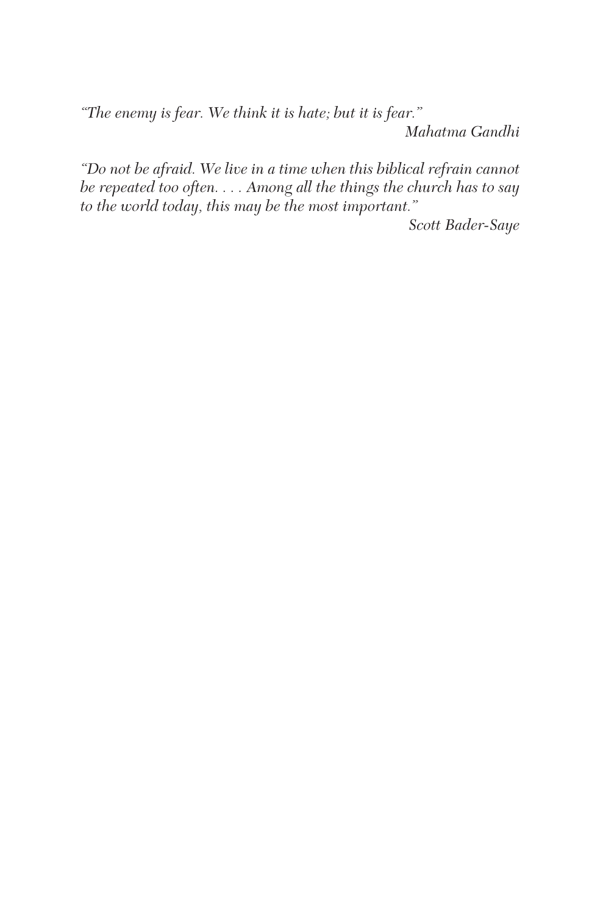*"The enemy is fear. We think it is hate; but it is fear."*

*Mahatma Gandhi*

*"Do not be afraid. We live in a time when this biblical refrain cannot be repeated too often. . . . Among all the things the church has to say to the world today, this may be the most important."*

*Scott Bader-Saye*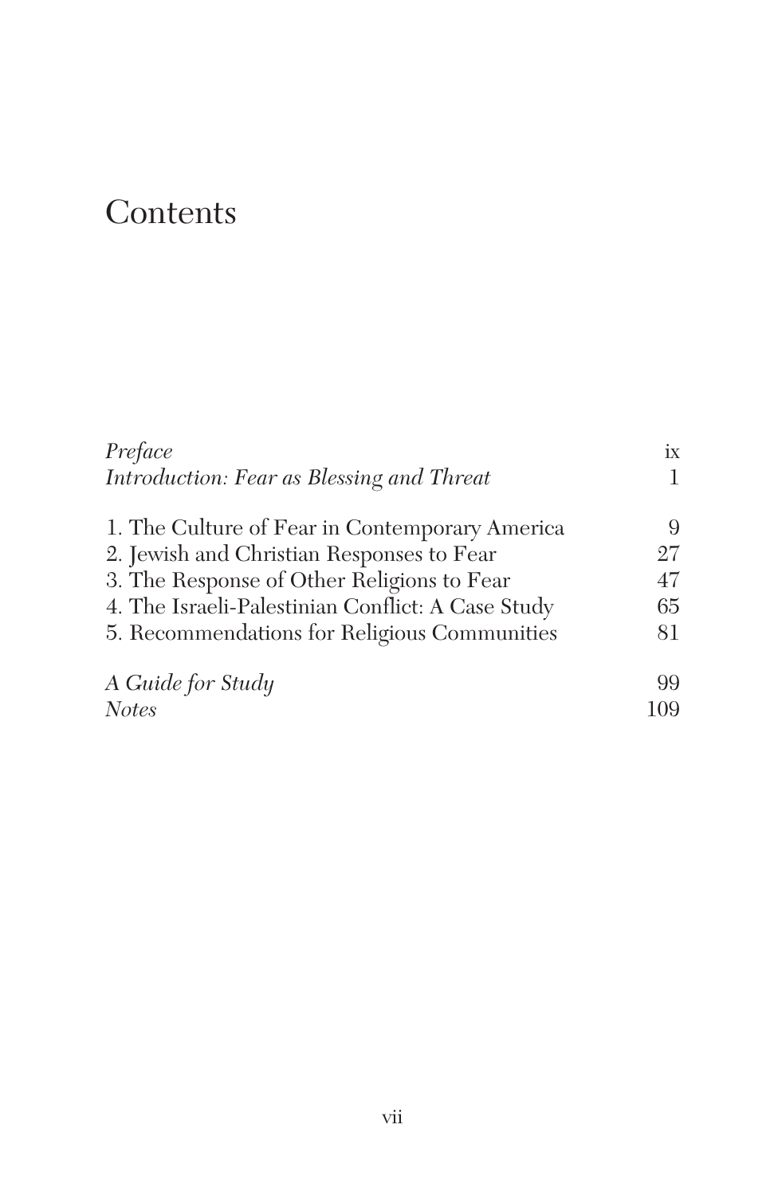# Contents

| | |
|---|---|
| *Preface* | ix |
| *Introduction: Fear as Blessing and Threat* | 1 |
| 1. The Culture of Fear in Contemporary America | 9 |
| 2. Jewish and Christian Responses to Fear | 27 |
| 3. The Response of Other Religions to Fear | 47 |
| 4. The Israeli-Palestinian Conflict: A Case Study | 65 |
| 5. Recommendations for Religious Communities | 81 |
| *A Guide for Study* | 99 |
| *Notes* | 109 |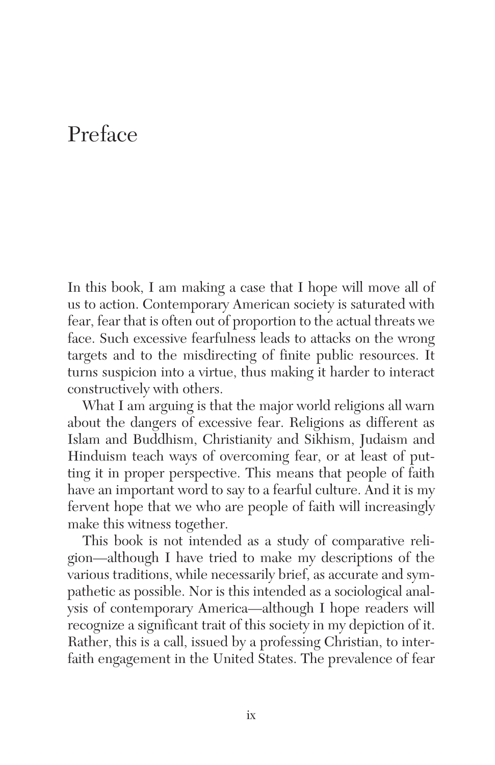# Preface

In this book, I am making a case that I hope will move all of us to action. Contemporary American society is saturated with fear, fear that is often out of proportion to the actual threats we face. Such excessive fearfulness leads to attacks on the wrong targets and to the misdirecting of finite public resources. It turns suspicion into a virtue, thus making it harder to interact constructively with others.

What I am arguing is that the major world religions all warn about the dangers of excessive fear. Religions as different as Islam and Buddhism, Christianity and Sikhism, Judaism and Hinduism teach ways of overcoming fear, or at least of putting it in proper perspective. This means that people of faith have an important word to say to a fearful culture. And it is my fervent hope that we who are people of faith will increasingly make this witness together.

This book is not intended as a study of comparative religion—although I have tried to make my descriptions of the various traditions, while necessarily brief, as accurate and sympathetic as possible. Nor is this intended as a sociological analysis of contemporary America—although I hope readers will recognize a significant trait of this society in my depiction of it. Rather, this is a call, issued by a professing Christian, to interfaith engagement in the United States. The prevalence of fear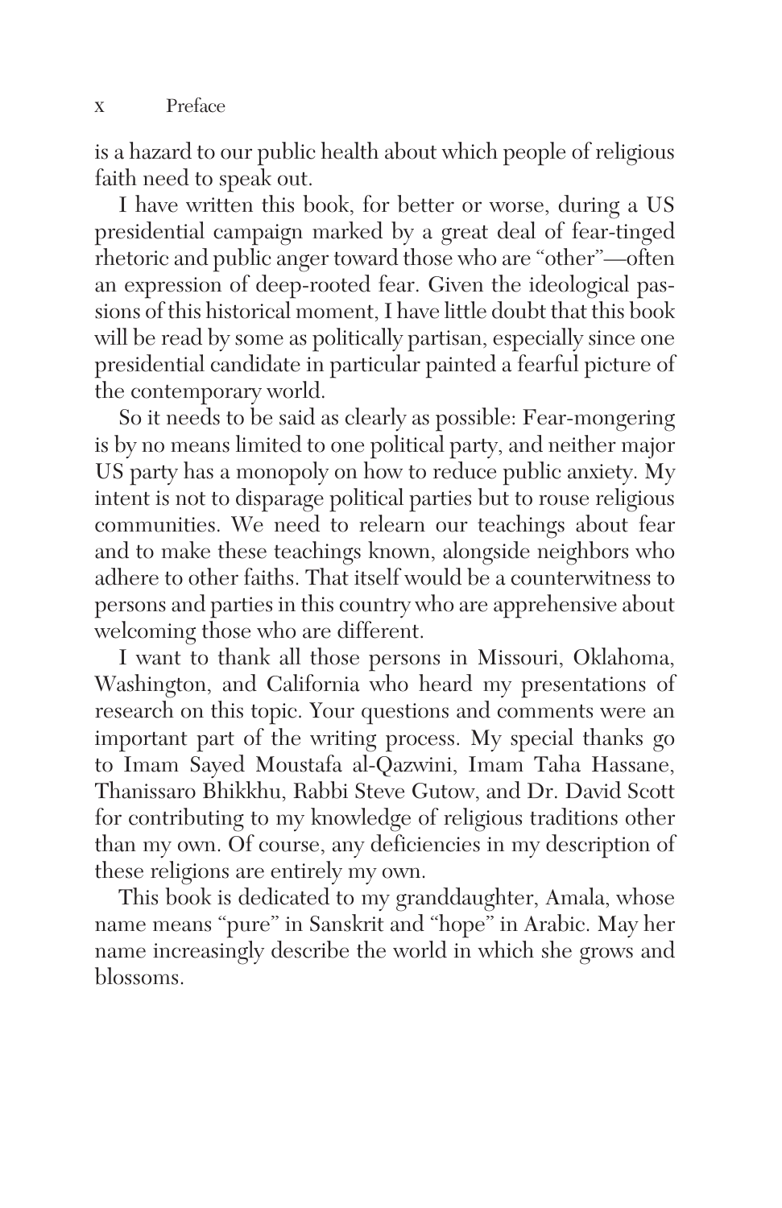is a hazard to our public health about which people of religious faith need to speak out.

I have written this book, for better or worse, during a US presidential campaign marked by a great deal of fear-tinged rhetoric and public anger toward those who are "other"—often an expression of deep-rooted fear. Given the ideological passions of this historical moment, I have little doubt that this book will be read by some as politically partisan, especially since one presidential candidate in particular painted a fearful picture of the contemporary world.

So it needs to be said as clearly as possible: Fear-mongering is by no means limited to one political party, and neither major US party has a monopoly on how to reduce public anxiety. My intent is not to disparage political parties but to rouse religious communities. We need to relearn our teachings about fear and to make these teachings known, alongside neighbors who adhere to other faiths. That itself would be a counterwitness to persons and parties in this country who are apprehensive about welcoming those who are different.

I want to thank all those persons in Missouri, Oklahoma, Washington, and California who heard my presentations of research on this topic. Your questions and comments were an important part of the writing process. My special thanks go to Imam Sayed Moustafa al-Qazwini, Imam Taha Hassane, Thanissaro Bhikkhu, Rabbi Steve Gutow, and Dr. David Scott for contributing to my knowledge of religious traditions other than my own. Of course, any deficiencies in my description of these religions are entirely my own.

This book is dedicated to my granddaughter, Amala, whose name means "pure" in Sanskrit and "hope" in Arabic. May her name increasingly describe the world in which she grows and blossoms.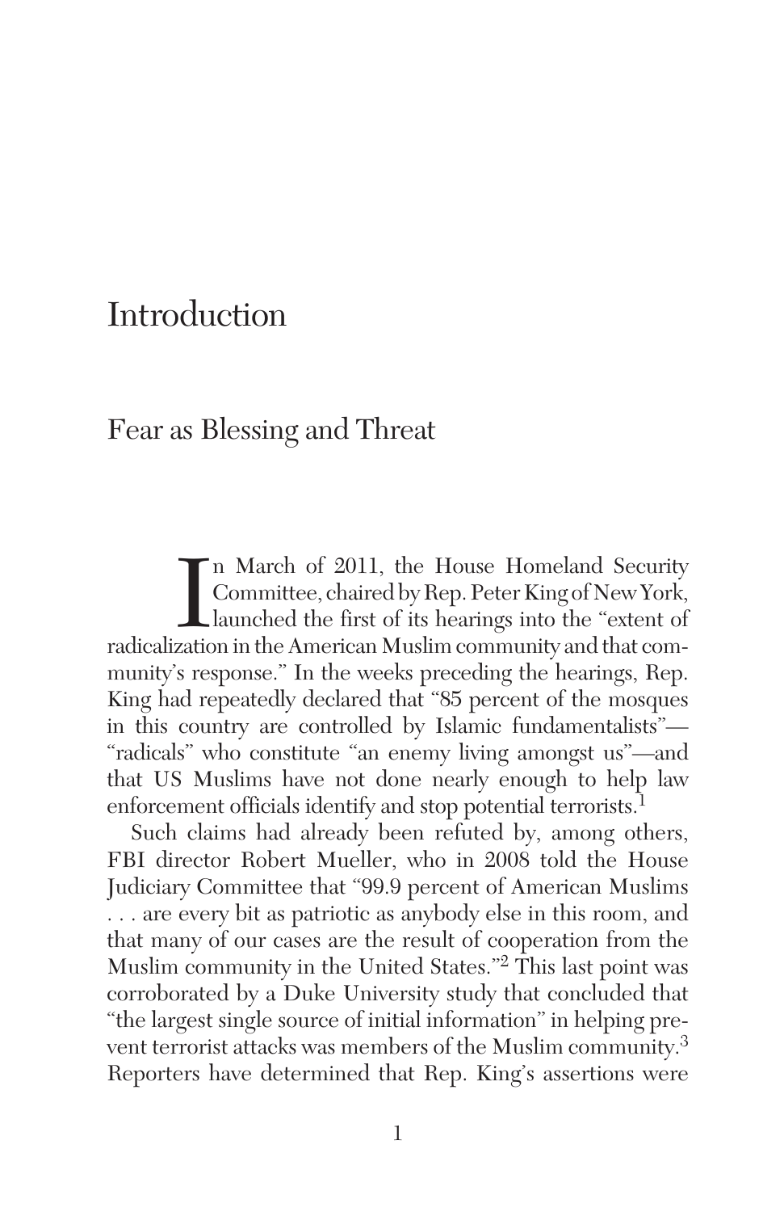# Introduction

## Fear as Blessing and Threat

In March of 2011, the House Homeland Security Committee, chaired by Rep. Peter King of New York, launched the first of its hearings into the "extent of radicalization in the American Muslim community and that community's response." In the weeks preceding the hearings, Rep. King had repeatedly declared that "85 percent of the mosques in this country are controlled by Islamic fundamentalists"—"radicals" who constitute "an enemy living amongst us"—and that US Muslims have not done nearly enough to help law enforcement officials identify and stop potential terrorists.[1]

Such claims had already been refuted by, among others, FBI director Robert Mueller, who in 2008 told the House Judiciary Committee that "99.9 percent of American Muslims . . . are every bit as patriotic as anybody else in this room, and that many of our cases are the result of cooperation from the Muslim community in the United States."[2] This last point was corroborated by a Duke University study that concluded that "the largest single source of initial information" in helping prevent terrorist attacks was members of the Muslim community.[3] Reporters have determined that Rep. King's assertions were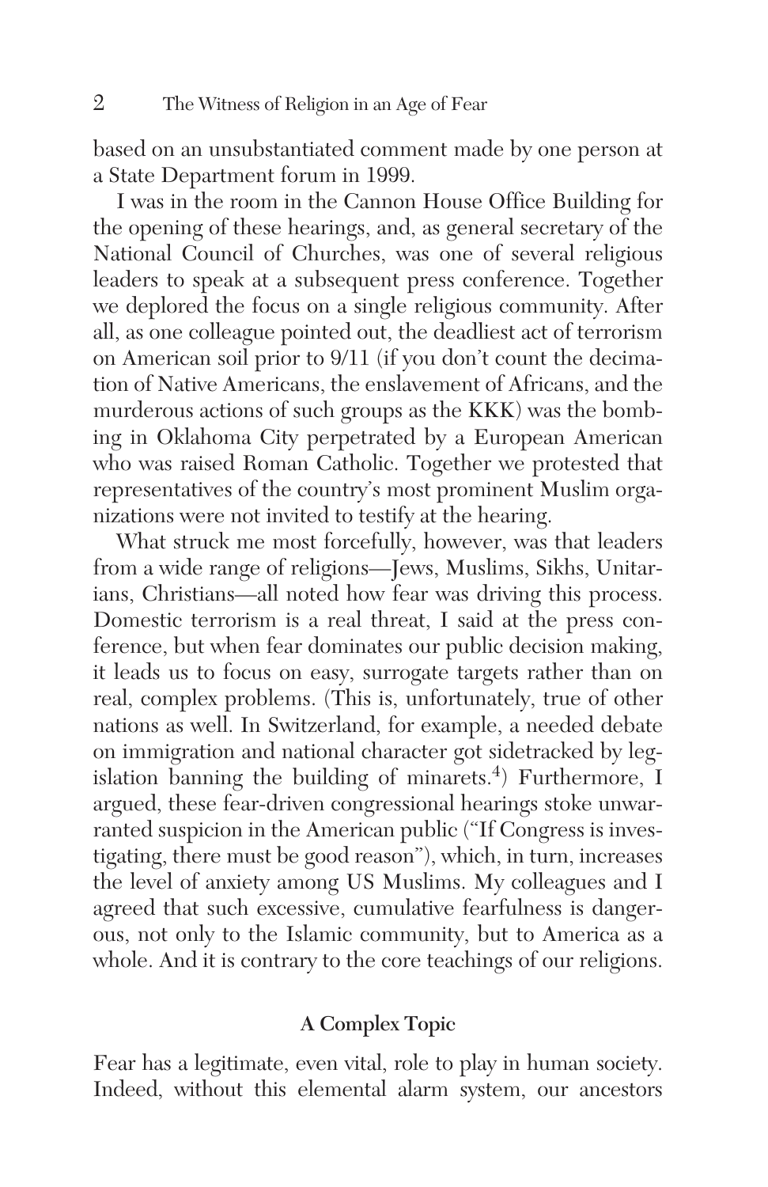based on an unsubstantiated comment made by one person at a State Department forum in 1999.

I was in the room in the Cannon House Office Building for the opening of these hearings, and, as general secretary of the National Council of Churches, was one of several religious leaders to speak at a subsequent press conference. Together we deplored the focus on a single religious community. After all, as one colleague pointed out, the deadliest act of terrorism on American soil prior to 9/11 (if you don't count the decimation of Native Americans, the enslavement of Africans, and the murderous actions of such groups as the KKK) was the bombing in Oklahoma City perpetrated by a European American who was raised Roman Catholic. Together we protested that representatives of the country's most prominent Muslim organizations were not invited to testify at the hearing.

What struck me most forcefully, however, was that leaders from a wide range of religions—Jews, Muslims, Sikhs, Unitarians, Christians—all noted how fear was driving this process. Domestic terrorism is a real threat, I said at the press conference, but when fear dominates our public decision making, it leads us to focus on easy, surrogate targets rather than on real, complex problems. (This is, unfortunately, true of other nations as well. In Switzerland, for example, a needed debate on immigration and national character got sidetracked by legislation banning the building of minarets.[4]) Furthermore, I argued, these fear-driven congressional hearings stoke unwarranted suspicion in the American public ("If Congress is investigating, there must be good reason"), which, in turn, increases the level of anxiety among US Muslims. My colleagues and I agreed that such excessive, cumulative fearfulness is dangerous, not only to the Islamic community, but to America as a whole. And it is contrary to the core teachings of our religions.

## A Complex Topic

Fear has a legitimate, even vital, role to play in human society. Indeed, without this elemental alarm system, our ancestors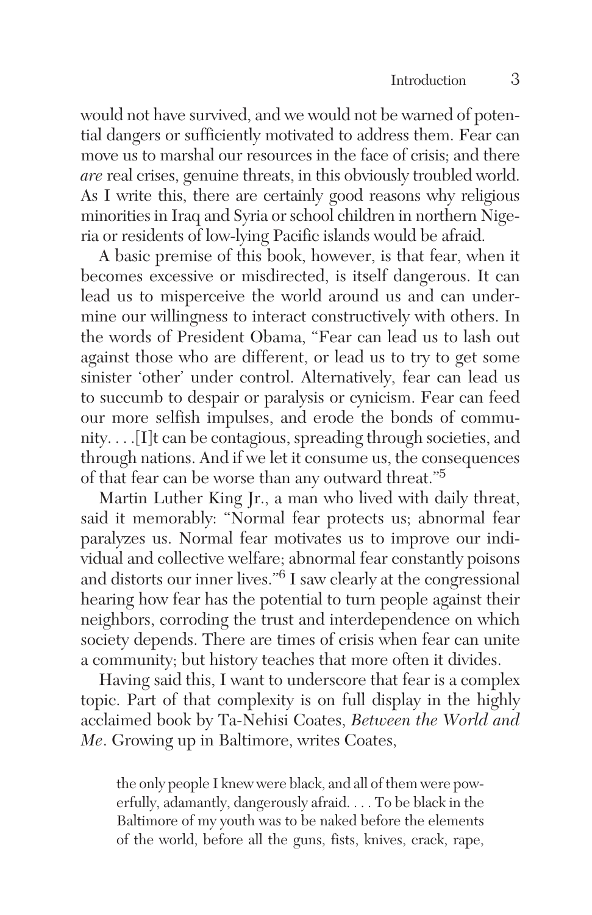would not have survived, and we would not be warned of potential dangers or sufficiently motivated to address them. Fear can move us to marshal our resources in the face of crisis; and there *are* real crises, genuine threats, in this obviously troubled world. As I write this, there are certainly good reasons why religious minorities in Iraq and Syria or school children in northern Nigeria or residents of low-lying Pacific islands would be afraid.

A basic premise of this book, however, is that fear, when it becomes excessive or misdirected, is itself dangerous. It can lead us to misperceive the world around us and can undermine our willingness to interact constructively with others. In the words of President Obama, "Fear can lead us to lash out against those who are different, or lead us to try to get some sinister 'other' under control. Alternatively, fear can lead us to succumb to despair or paralysis or cynicism. Fear can feed our more selfish impulses, and erode the bonds of community. . . .[I]t can be contagious, spreading through societies, and through nations. And if we let it consume us, the consequences of that fear can be worse than any outward threat."[5]

Martin Luther King Jr., a man who lived with daily threat, said it memorably: "Normal fear protects us; abnormal fear paralyzes us. Normal fear motivates us to improve our individual and collective welfare; abnormal fear constantly poisons and distorts our inner lives."[6] I saw clearly at the congressional hearing how fear has the potential to turn people against their neighbors, corroding the trust and interdependence on which society depends. There are times of crisis when fear can unite a community; but history teaches that more often it divides.

Having said this, I want to underscore that fear is a complex topic. Part of that complexity is on full display in the highly acclaimed book by Ta-Nehisi Coates, *Between the World and Me*. Growing up in Baltimore, writes Coates,

> the only people I knew were black, and all of them were powerfully, adamantly, dangerously afraid. . . . To be black in the Baltimore of my youth was to be naked before the elements of the world, before all the guns, fists, knives, crack, rape,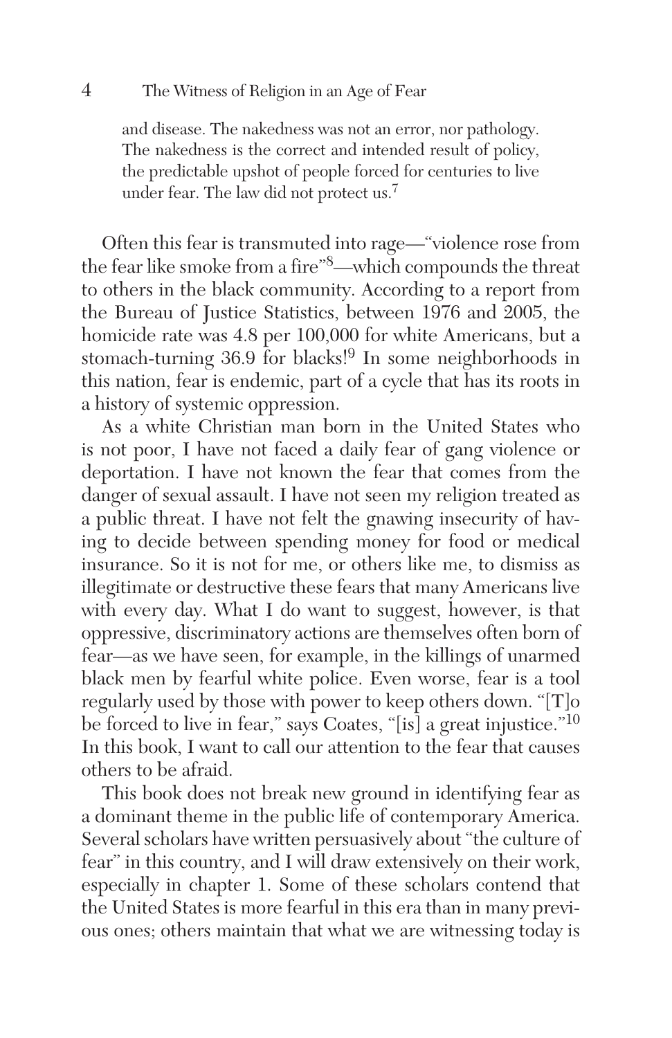> and disease. The nakedness was not an error, nor pathology. The nakedness is the correct and intended result of policy, the predictable upshot of people forced for centuries to live under fear. The law did not protect us.[7]

Often this fear is transmuted into rage—"violence rose from the fear like smoke from a fire"[8]—which compounds the threat to others in the black community. According to a report from the Bureau of Justice Statistics, between 1976 and 2005, the homicide rate was 4.8 per 100,000 for white Americans, but a stomach-turning 36.9 for blacks![9] In some neighborhoods in this nation, fear is endemic, part of a cycle that has its roots in a history of systemic oppression.

As a white Christian man born in the United States who is not poor, I have not faced a daily fear of gang violence or deportation. I have not known the fear that comes from the danger of sexual assault. I have not seen my religion treated as a public threat. I have not felt the gnawing insecurity of having to decide between spending money for food or medical insurance. So it is not for me, or others like me, to dismiss as illegitimate or destructive these fears that many Americans live with every day. What I do want to suggest, however, is that oppressive, discriminatory actions are themselves often born of fear—as we have seen, for example, in the killings of unarmed black men by fearful white police. Even worse, fear is a tool regularly used by those with power to keep others down. "[T]o be forced to live in fear," says Coates, "[is] a great injustice."[10] In this book, I want to call our attention to the fear that causes others to be afraid.

This book does not break new ground in identifying fear as a dominant theme in the public life of contemporary America. Several scholars have written persuasively about "the culture of fear" in this country, and I will draw extensively on their work, especially in chapter 1. Some of these scholars contend that the United States is more fearful in this era than in many previous ones; others maintain that what we are witnessing today is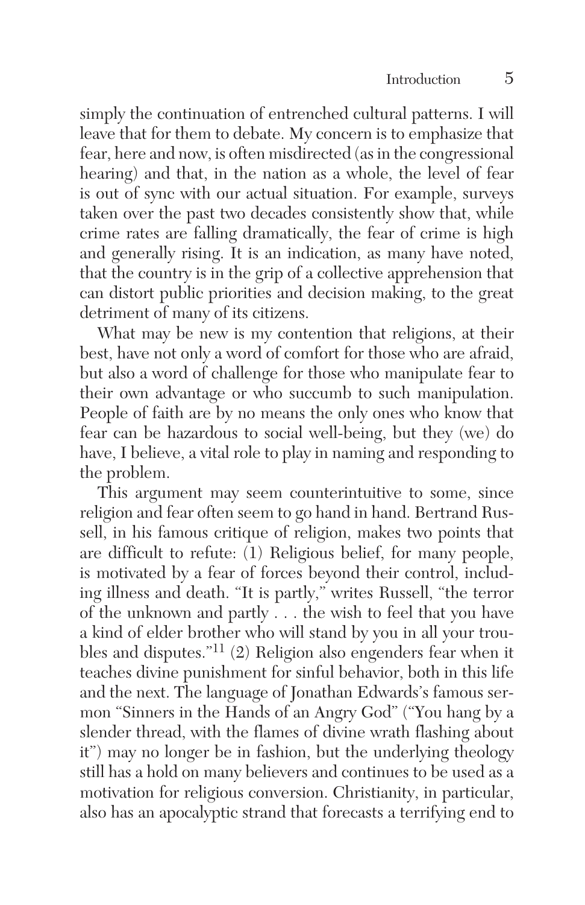simply the continuation of entrenched cultural patterns. I will leave that for them to debate. My concern is to emphasize that fear, here and now, is often misdirected (as in the congressional hearing) and that, in the nation as a whole, the level of fear is out of sync with our actual situation. For example, surveys taken over the past two decades consistently show that, while crime rates are falling dramatically, the fear of crime is high and generally rising. It is an indication, as many have noted, that the country is in the grip of a collective apprehension that can distort public priorities and decision making, to the great detriment of many of its citizens.

What may be new is my contention that religions, at their best, have not only a word of comfort for those who are afraid, but also a word of challenge for those who manipulate fear to their own advantage or who succumb to such manipulation. People of faith are by no means the only ones who know that fear can be hazardous to social well-being, but they (we) do have, I believe, a vital role to play in naming and responding to the problem.

This argument may seem counterintuitive to some, since religion and fear often seem to go hand in hand. Bertrand Russell, in his famous critique of religion, makes two points that are difficult to refute: (1) Religious belief, for many people, is motivated by a fear of forces beyond their control, including illness and death. "It is partly," writes Russell, "the terror of the unknown and partly . . . the wish to feel that you have a kind of elder brother who will stand by you in all your troubles and disputes."[11] (2) Religion also engenders fear when it teaches divine punishment for sinful behavior, both in this life and the next. The language of Jonathan Edwards's famous sermon "Sinners in the Hands of an Angry God" ("You hang by a slender thread, with the flames of divine wrath flashing about it") may no longer be in fashion, but the underlying theology still has a hold on many believers and continues to be used as a motivation for religious conversion. Christianity, in particular, also has an apocalyptic strand that forecasts a terrifying end to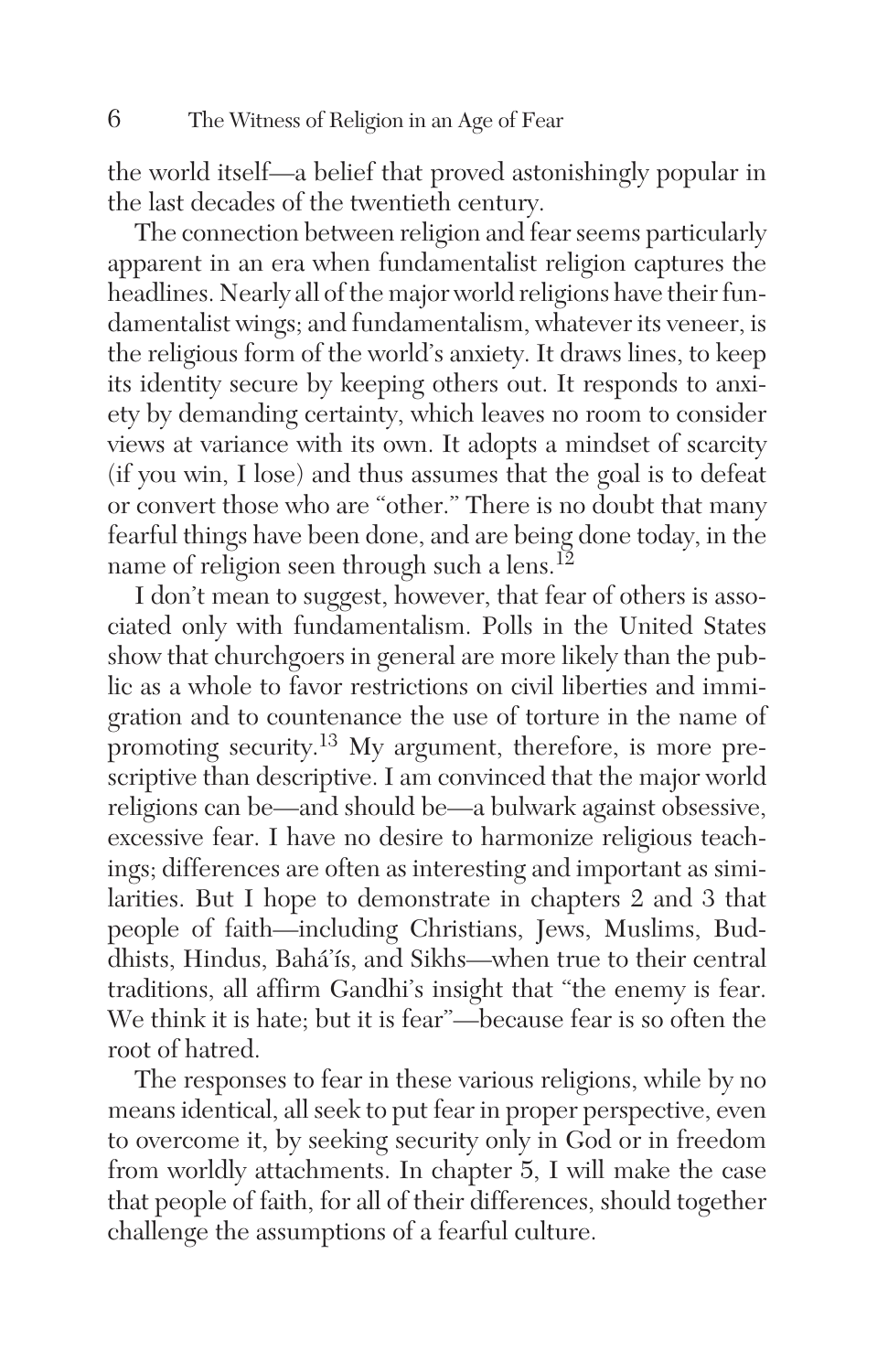the world itself—a belief that proved astonishingly popular in the last decades of the twentieth century.

The connection between religion and fear seems particularly apparent in an era when fundamentalist religion captures the headlines. Nearly all of the major world religions have their fundamentalist wings; and fundamentalism, whatever its veneer, is the religious form of the world's anxiety. It draws lines, to keep its identity secure by keeping others out. It responds to anxiety by demanding certainty, which leaves no room to consider views at variance with its own. It adopts a mindset of scarcity (if you win, I lose) and thus assumes that the goal is to defeat or convert those who are "other." There is no doubt that many fearful things have been done, and are being done today, in the name of religion seen through such a lens.[12]

I don't mean to suggest, however, that fear of others is associated only with fundamentalism. Polls in the United States show that churchgoers in general are more likely than the public as a whole to favor restrictions on civil liberties and immigration and to countenance the use of torture in the name of promoting security.[13] My argument, therefore, is more prescriptive than descriptive. I am convinced that the major world religions can be—and should be—a bulwark against obsessive, excessive fear. I have no desire to harmonize religious teachings; differences are often as interesting and important as similarities. But I hope to demonstrate in chapters 2 and 3 that people of faith—including Christians, Jews, Muslims, Buddhists, Hindus, Bahá'ís, and Sikhs—when true to their central traditions, all affirm Gandhi's insight that "the enemy is fear. We think it is hate; but it is fear"—because fear is so often the root of hatred.

The responses to fear in these various religions, while by no means identical, all seek to put fear in proper perspective, even to overcome it, by seeking security only in God or in freedom from worldly attachments. In chapter 5, I will make the case that people of faith, for all of their differences, should together challenge the assumptions of a fearful culture.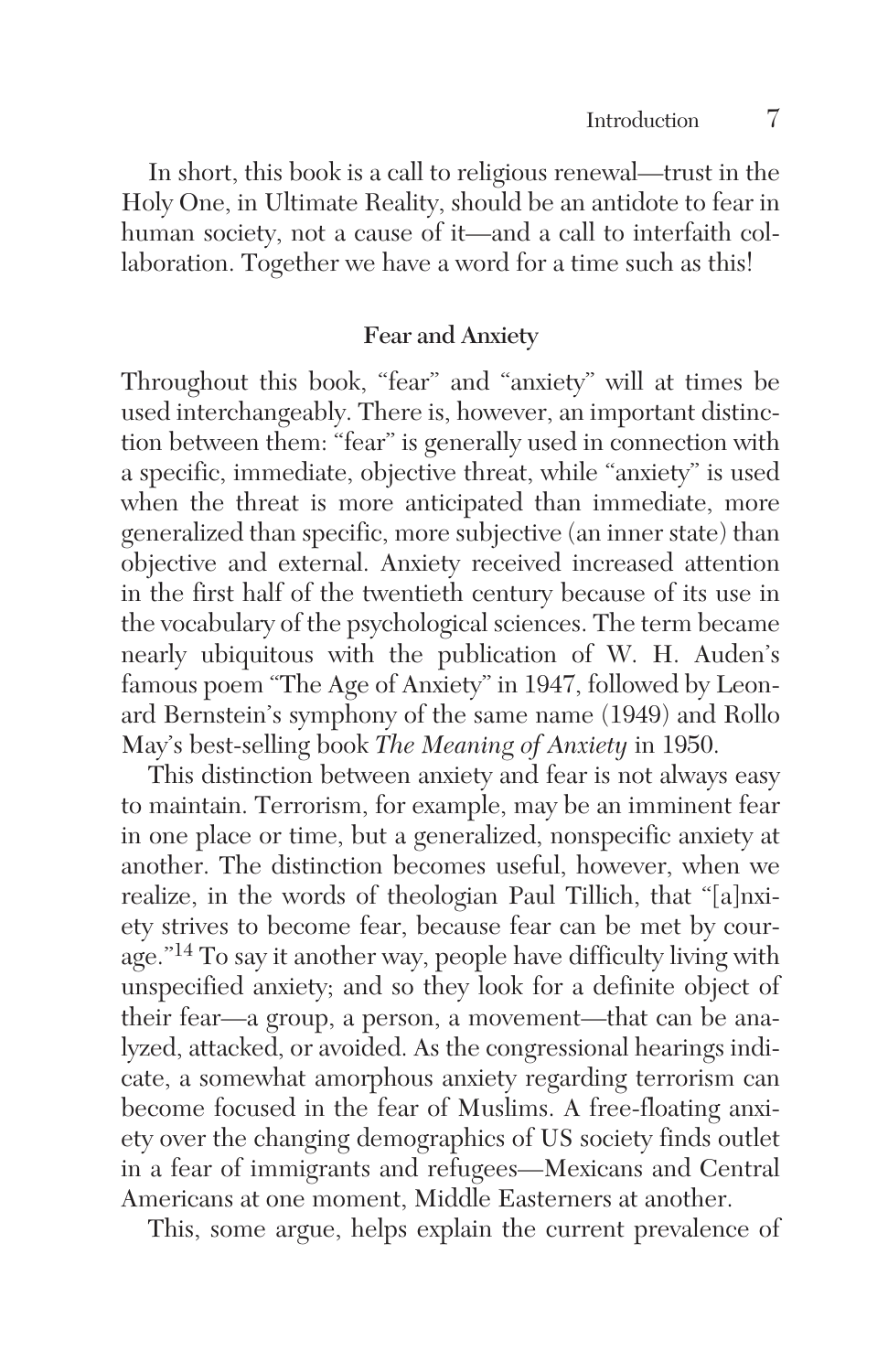In short, this book is a call to religious renewal—trust in the Holy One, in Ultimate Reality, should be an antidote to fear in human society, not a cause of it—and a call to interfaith collaboration. Together we have a word for a time such as this!

### Fear and Anxiety

Throughout this book, "fear" and "anxiety" will at times be used interchangeably. There is, however, an important distinction between them: "fear" is generally used in connection with a specific, immediate, objective threat, while "anxiety" is used when the threat is more anticipated than immediate, more generalized than specific, more subjective (an inner state) than objective and external. Anxiety received increased attention in the first half of the twentieth century because of its use in the vocabulary of the psychological sciences. The term became nearly ubiquitous with the publication of W. H. Auden's famous poem "The Age of Anxiety" in 1947, followed by Leonard Bernstein's symphony of the same name (1949) and Rollo May's best-selling book *The Meaning of Anxiety* in 1950.

This distinction between anxiety and fear is not always easy to maintain. Terrorism, for example, may be an imminent fear in one place or time, but a generalized, nonspecific anxiety at another. The distinction becomes useful, however, when we realize, in the words of theologian Paul Tillich, that "[a]nxiety strives to become fear, because fear can be met by courage."[14] To say it another way, people have difficulty living with unspecified anxiety; and so they look for a definite object of their fear—a group, a person, a movement—that can be analyzed, attacked, or avoided. As the congressional hearings indicate, a somewhat amorphous anxiety regarding terrorism can become focused in the fear of Muslims. A free-floating anxiety over the changing demographics of US society finds outlet in a fear of immigrants and refugees—Mexicans and Central Americans at one moment, Middle Easterners at another.

This, some argue, helps explain the current prevalence of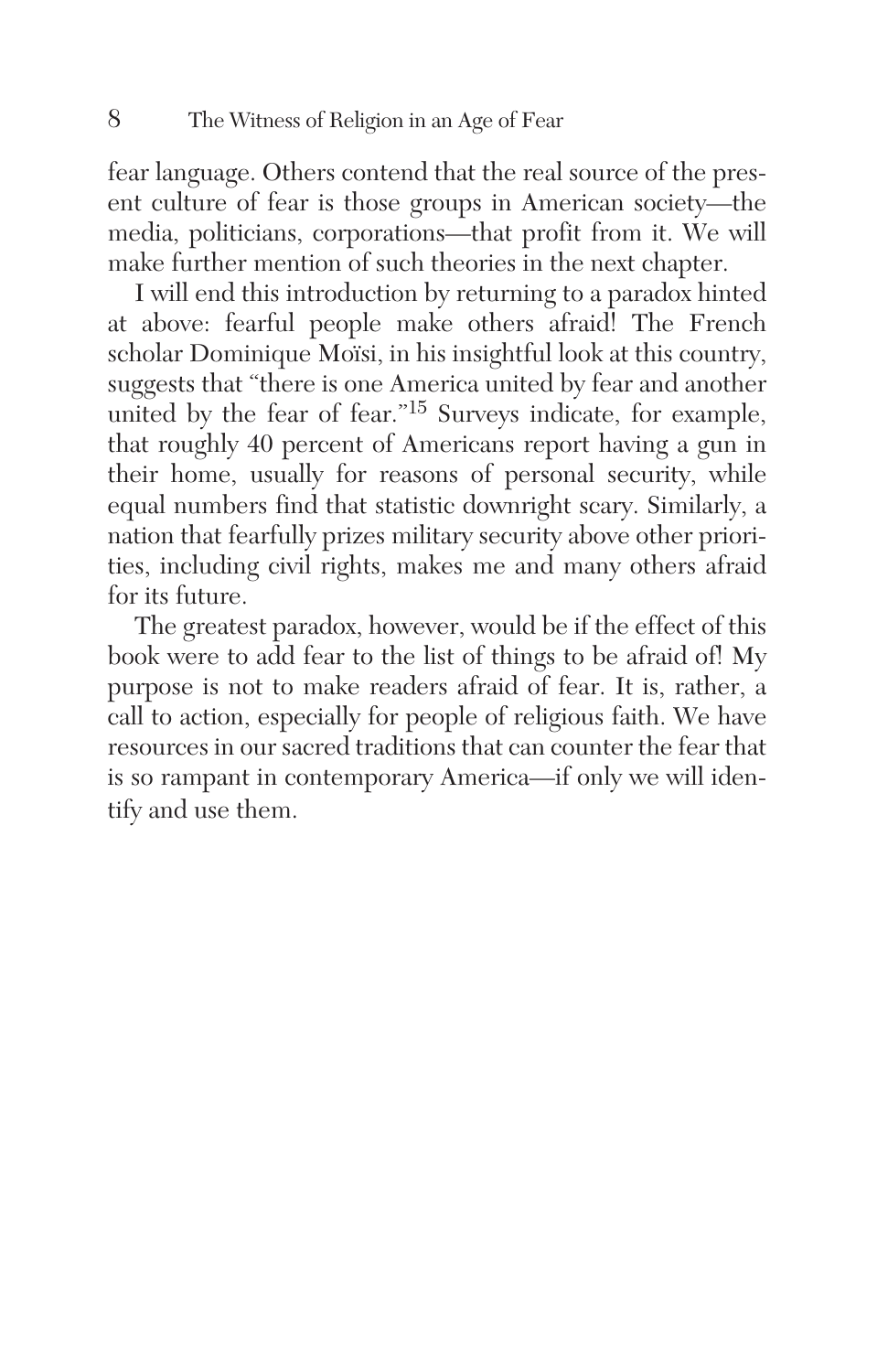fear language. Others contend that the real source of the present culture of fear is those groups in American society—the media, politicians, corporations—that profit from it. We will make further mention of such theories in the next chapter.

I will end this introduction by returning to a paradox hinted at above: fearful people make others afraid! The French scholar Dominique Moïsi, in his insightful look at this country, suggests that "there is one America united by fear and another united by the fear of fear."[15] Surveys indicate, for example, that roughly 40 percent of Americans report having a gun in their home, usually for reasons of personal security, while equal numbers find that statistic downright scary. Similarly, a nation that fearfully prizes military security above other priorities, including civil rights, makes me and many others afraid for its future.

The greatest paradox, however, would be if the effect of this book were to add fear to the list of things to be afraid of! My purpose is not to make readers afraid of fear. It is, rather, a call to action, especially for people of religious faith. We have resources in our sacred traditions that can counter the fear that is so rampant in contemporary America—if only we will identify and use them.